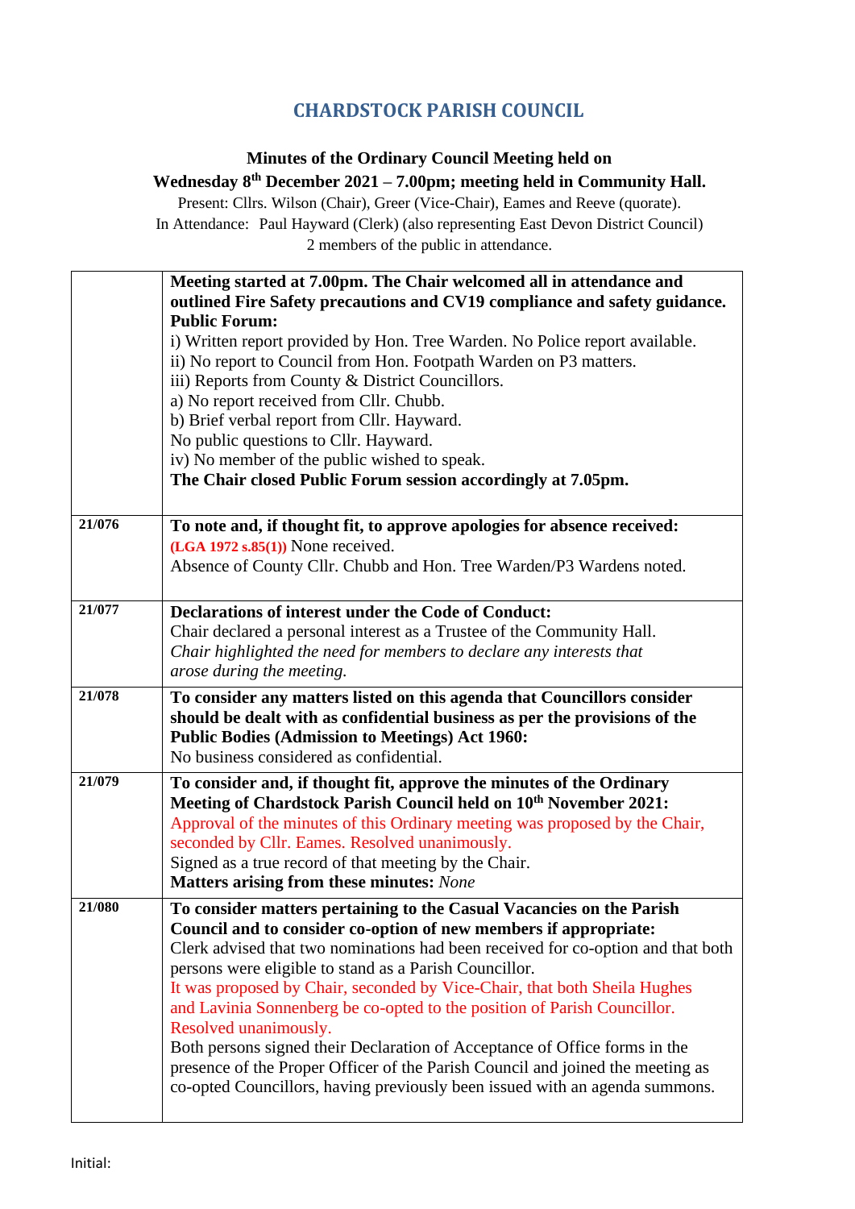# CHARDSTOCK PARISH COUNCIL

**Minutes of the Ordinary Council Meeting held on**
**Wednesday 8th December 2021 – 7.00pm; meeting held in Community Hall.**

Present: Cllrs. Wilson (Chair), Greer (Vice-Chair), Eames and Reeve (quorate).
In Attendance: Paul Hayward (Clerk) (also representing East Devon District Council)
2 members of the public in attendance.

| | |
|---|---|
| | **Meeting started at 7.00pm. The Chair welcomed all in attendance and outlined Fire Safety precautions and CV19 compliance and safety guidance.**<br>**Public Forum:**<br>i) Written report provided by Hon. Tree Warden. No Police report available.<br>ii) No report to Council from Hon. Footpath Warden on P3 matters.<br>iii) Reports from County & District Councillors.<br>a) No report received from Cllr. Chubb.<br>b) Brief verbal report from Cllr. Hayward.<br>No public questions to Cllr. Hayward.<br>iv) No member of the public wished to speak.<br>**The Chair closed Public Forum session accordingly at 7.05pm.** |
| **21/076** | **To note and, if thought fit, to approve apologies for absence received:**<br>**(LGA 1972 s.85(1))** None received.<br>Absence of County Cllr. Chubb and Hon. Tree Warden/P3 Wardens noted. |
| **21/077** | **Declarations of interest under the Code of Conduct:**<br>Chair declared a personal interest as a Trustee of the Community Hall.<br>*Chair highlighted the need for members to declare any interests that arose during the meeting.* |
| **21/078** | **To consider any matters listed on this agenda that Councillors consider should be dealt with as confidential business as per the provisions of the Public Bodies (Admission to Meetings) Act 1960:**<br>No business considered as confidential. |
| **21/079** | **To consider and, if thought fit, approve the minutes of the Ordinary Meeting of Chardstock Parish Council held on 10th November 2021:**<br>Approval of the minutes of this Ordinary meeting was proposed by the Chair, seconded by Cllr. Eames. Resolved unanimously.<br>Signed as a true record of that meeting by the Chair.<br>**Matters arising from these minutes:** *None* |
| **21/080** | **To consider matters pertaining to the Casual Vacancies on the Parish Council and to consider co-option of new members if appropriate:**<br>Clerk advised that two nominations had been received for co-option and that both persons were eligible to stand as a Parish Councillor.<br>It was proposed by Chair, seconded by Vice-Chair, that both Sheila Hughes and Lavinia Sonnenberg be co-opted to the position of Parish Councillor. Resolved unanimously.<br>Both persons signed their Declaration of Acceptance of Office forms in the presence of the Proper Officer of the Parish Council and joined the meeting as co-opted Councillors, having previously been issued with an agenda summons. |

Initial: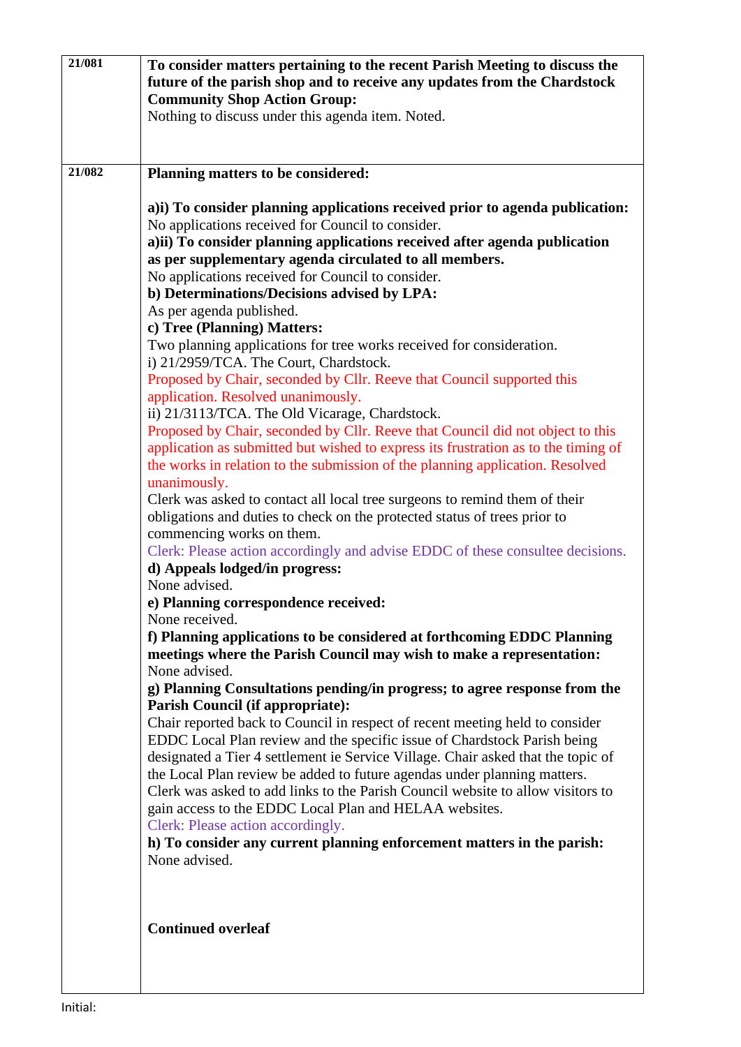| | |
|---|---|
| 21/081 | **To consider matters pertaining to the recent Parish Meeting to discuss the future of the parish shop and to receive any updates from the Chardstock Community Shop Action Group:**<br>Nothing to discuss under this agenda item. Noted. |
| 21/082 | **Planning matters to be considered:**<br><br>**a)i) To consider planning applications received prior to agenda publication:**<br>No applications received for Council to consider.<br>**a)ii) To consider planning applications received after agenda publication as per supplementary agenda circulated to all members.**<br>No applications received for Council to consider.<br>**b) Determinations/Decisions advised by LPA:**<br>As per agenda published.<br>**c) Tree (Planning) Matters:**<br>Two planning applications for tree works received for consideration.<br>i) 21/2959/TCA. The Court, Chardstock.<br>Proposed by Chair, seconded by Cllr. Reeve that Council supported this application. Resolved unanimously.<br>ii) 21/3113/TCA. The Old Vicarage, Chardstock.<br>Proposed by Chair, seconded by Cllr. Reeve that Council did not object to this application as submitted but wished to express its frustration as to the timing of the works in relation to the submission of the planning application. Resolved unanimously.<br>Clerk was asked to contact all local tree surgeons to remind them of their obligations and duties to check on the protected status of trees prior to commencing works on them.<br>Clerk: Please action accordingly and advise EDDC of these consultee decisions.<br>**d) Appeals lodged/in progress:**<br>None advised.<br>**e) Planning correspondence received:**<br>None received.<br>**f) Planning applications to be considered at forthcoming EDDC Planning meetings where the Parish Council may wish to make a representation:**<br>None advised.<br>**g) Planning Consultations pending/in progress; to agree response from the Parish Council (if appropriate):**<br>Chair reported back to Council in respect of recent meeting held to consider EDDC Local Plan review and the specific issue of Chardstock Parish being designated a Tier 4 settlement ie Service Village. Chair asked that the topic of the Local Plan review be added to future agendas under planning matters.<br>Clerk was asked to add links to the Parish Council website to allow visitors to gain access to the EDDC Local Plan and HELAA websites.<br>Clerk: Please action accordingly.<br>**h) To consider any current planning enforcement matters in the parish:**<br>None advised.<br><br>**Continued overleaf** |

Initial: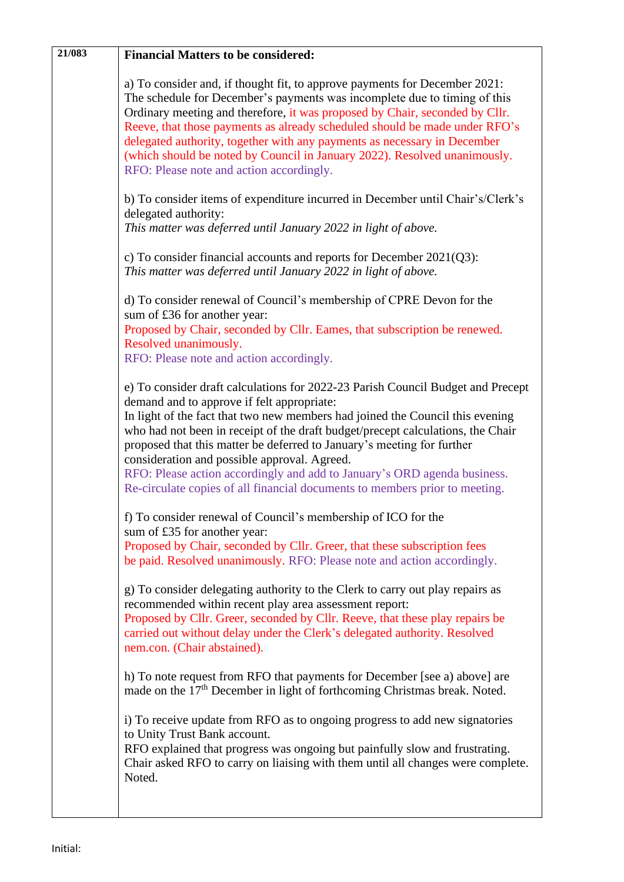| 21/083 | **Financial Matters to be considered:** |
|---|---|
| | a) To consider and, if thought fit, to approve payments for December 2021: The schedule for December's payments was incomplete due to timing of this Ordinary meeting and therefore, it was proposed by Chair, seconded by Cllr. Reeve, that those payments as already scheduled should be made under RFO's delegated authority, together with any payments as necessary in December (which should be noted by Council in January 2022). Resolved unanimously. RFO: Please note and action accordingly. |
| | b) To consider items of expenditure incurred in December until Chair's/Clerk's delegated authority: *This matter was deferred until January 2022 in light of above.* |
| | c) To consider financial accounts and reports for December 2021(Q3): *This matter was deferred until January 2022 in light of above.* |
| | d) To consider renewal of Council's membership of CPRE Devon for the sum of £36 for another year: Proposed by Chair, seconded by Cllr. Eames, that subscription be renewed. Resolved unanimously. RFO: Please note and action accordingly. |
| | e) To consider draft calculations for 2022-23 Parish Council Budget and Precept demand and to approve if felt appropriate: In light of the fact that two new members had joined the Council this evening who had not been in receipt of the draft budget/precept calculations, the Chair proposed that this matter be deferred to January's meeting for further consideration and possible approval. Agreed. RFO: Please action accordingly and add to January's ORD agenda business. Re-circulate copies of all financial documents to members prior to meeting. |
| | f) To consider renewal of Council's membership of ICO for the sum of £35 for another year: Proposed by Chair, seconded by Cllr. Greer, that these subscription fees be paid. Resolved unanimously. RFO: Please note and action accordingly. |
| | g) To consider delegating authority to the Clerk to carry out play repairs as recommended within recent play area assessment report: Proposed by Cllr. Greer, seconded by Cllr. Reeve, that these play repairs be carried out without delay under the Clerk's delegated authority. Resolved nem.con. (Chair abstained). |
| | h) To note request from RFO that payments for December [see a) above] are made on the 17th December in light of forthcoming Christmas break. Noted. |
| | i) To receive update from RFO as to ongoing progress to add new signatories to Unity Trust Bank account. RFO explained that progress was ongoing but painfully slow and frustrating. Chair asked RFO to carry on liaising with them until all changes were complete. Noted. |

Initial: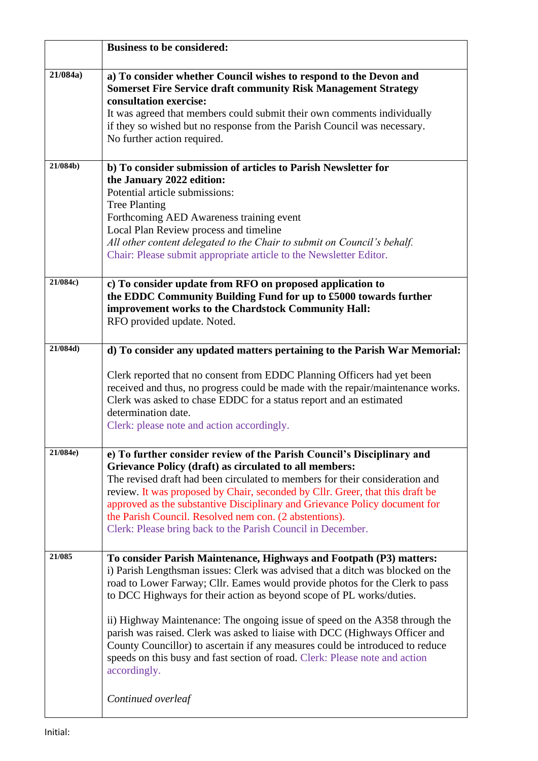| | **Business to be considered:** |
|---|---|
| 21/084a) | **a) To consider whether Council wishes to respond to the Devon and Somerset Fire Service draft community Risk Management Strategy consultation exercise:**<br>It was agreed that members could submit their own comments individually if they so wished but no response from the Parish Council was necessary.<br>No further action required. |
| 21/084b) | **b) To consider submission of articles to Parish Newsletter for the January 2022 edition:**<br>Potential article submissions:<br>Tree Planting<br>Forthcoming AED Awareness training event<br>Local Plan Review process and timeline<br>*All other content delegated to the Chair to submit on Council's behalf.*<br>Chair: Please submit appropriate article to the Newsletter Editor. |
| 21/084c) | **c) To consider update from RFO on proposed application to the EDDC Community Building Fund for up to £5000 towards further improvement works to the Chardstock Community Hall:**<br>RFO provided update. Noted. |
| 21/084d) | **d) To consider any updated matters pertaining to the Parish War Memorial:**<br><br>Clerk reported that no consent from EDDC Planning Officers had yet been received and thus, no progress could be made with the repair/maintenance works. Clerk was asked to chase EDDC for a status report and an estimated determination date.<br>Clerk: please note and action accordingly. |
| 21/084e) | **e) To further consider review of the Parish Council's Disciplinary and Grievance Policy (draft) as circulated to all members:**<br>The revised draft had been circulated to members for their consideration and review. It was proposed by Chair, seconded by Cllr. Greer, that this draft be approved as the substantive Disciplinary and Grievance Policy document for the Parish Council. Resolved nem con. (2 abstentions).<br>Clerk: Please bring back to the Parish Council in December. |
| 21/085 | **To consider Parish Maintenance, Highways and Footpath (P3) matters:**<br>i) Parish Lengthsman issues: Clerk was advised that a ditch was blocked on the road to Lower Farway; Cllr. Eames would provide photos for the Clerk to pass to DCC Highways for their action as beyond scope of PL works/duties.<br><br>ii) Highway Maintenance: The ongoing issue of speed on the A358 through the parish was raised. Clerk was asked to liaise with DCC (Highways Officer and County Councillor) to ascertain if any measures could be introduced to reduce speeds on this busy and fast section of road. Clerk: Please note and action accordingly.<br><br>*Continued overleaf* |

Initial: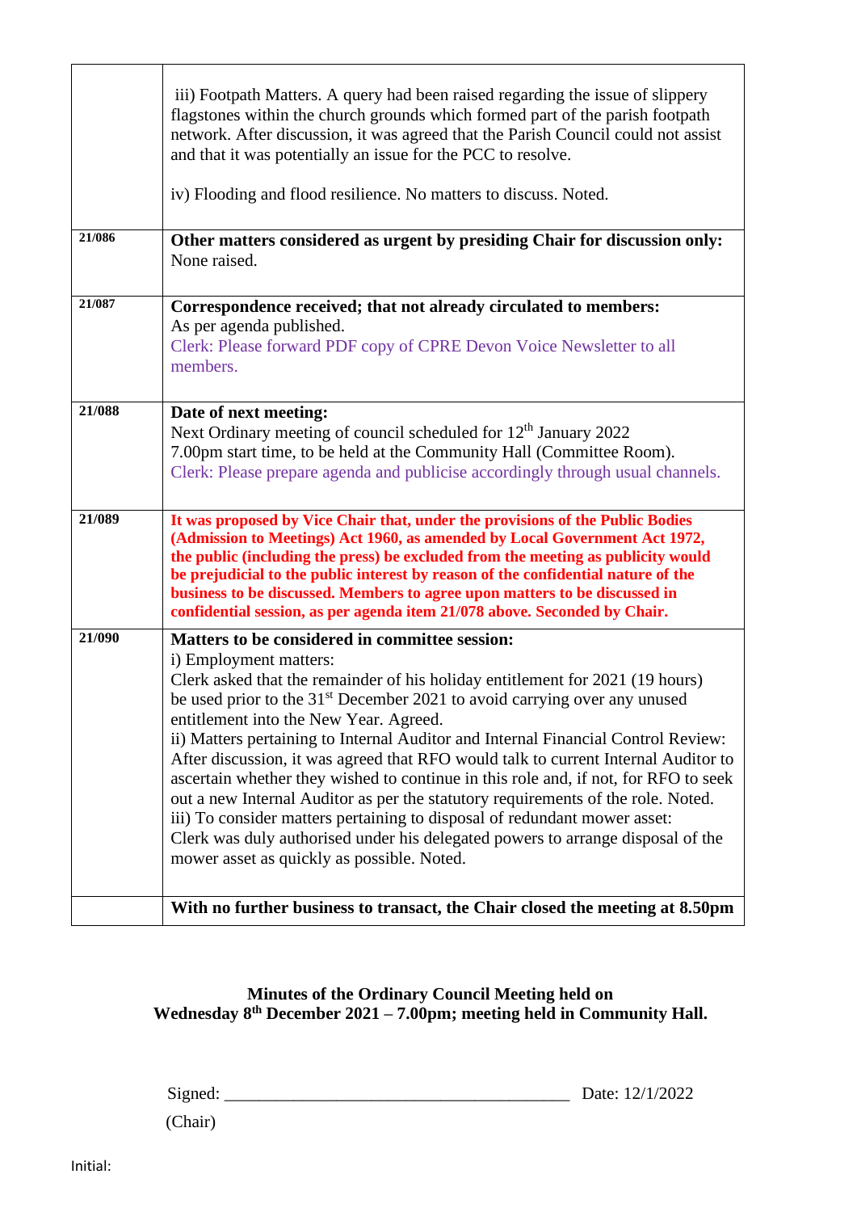| | |
|---|---|
| | iii) Footpath Matters. A query had been raised regarding the issue of slippery flagstones within the church grounds which formed part of the parish footpath network. After discussion, it was agreed that the Parish Council could not assist and that it was potentially an issue for the PCC to resolve.<br><br>iv) Flooding and flood resilience. No matters to discuss. Noted. |
| **21/086** | **Other matters considered as urgent by presiding Chair for discussion only:**<br>None raised. |
| **21/087** | **Correspondence received; that not already circulated to members:**<br>As per agenda published.<br>Clerk: Please forward PDF copy of CPRE Devon Voice Newsletter to all members. |
| **21/088** | **Date of next meeting:**<br>Next Ordinary meeting of council scheduled for 12th January 2022<br>7.00pm start time, to be held at the Community Hall (Committee Room).<br>Clerk: Please prepare agenda and publicise accordingly through usual channels. |
| **21/089** | **It was proposed by Vice Chair that, under the provisions of the Public Bodies (Admission to Meetings) Act 1960, as amended by Local Government Act 1972, the public (including the press) be excluded from the meeting as publicity would be prejudicial to the public interest by reason of the confidential nature of the business to be discussed. Members to agree upon matters to be discussed in confidential session, as per agenda item 21/078 above. Seconded by Chair.** |
| **21/090** | **Matters to be considered in committee session:**<br>i) Employment matters:<br>Clerk asked that the remainder of his holiday entitlement for 2021 (19 hours) be used prior to the 31st December 2021 to avoid carrying over any unused entitlement into the New Year. Agreed.<br>ii) Matters pertaining to Internal Auditor and Internal Financial Control Review:<br>After discussion, it was agreed that RFO would talk to current Internal Auditor to ascertain whether they wished to continue in this role and, if not, for RFO to seek out a new Internal Auditor as per the statutory requirements of the role. Noted.<br>iii) To consider matters pertaining to disposal of redundant mower asset:<br>Clerk was duly authorised under his delegated powers to arrange disposal of the mower asset as quickly as possible. Noted. |
| | **With no further business to transact, the Chair closed the meeting at 8.50pm** |

**Minutes of the Ordinary Council Meeting held on Wednesday 8th December 2021 – 7.00pm; meeting held in Community Hall.**

Signed: ________________________________________ Date: 12/1/2022

(Chair)

Initial: